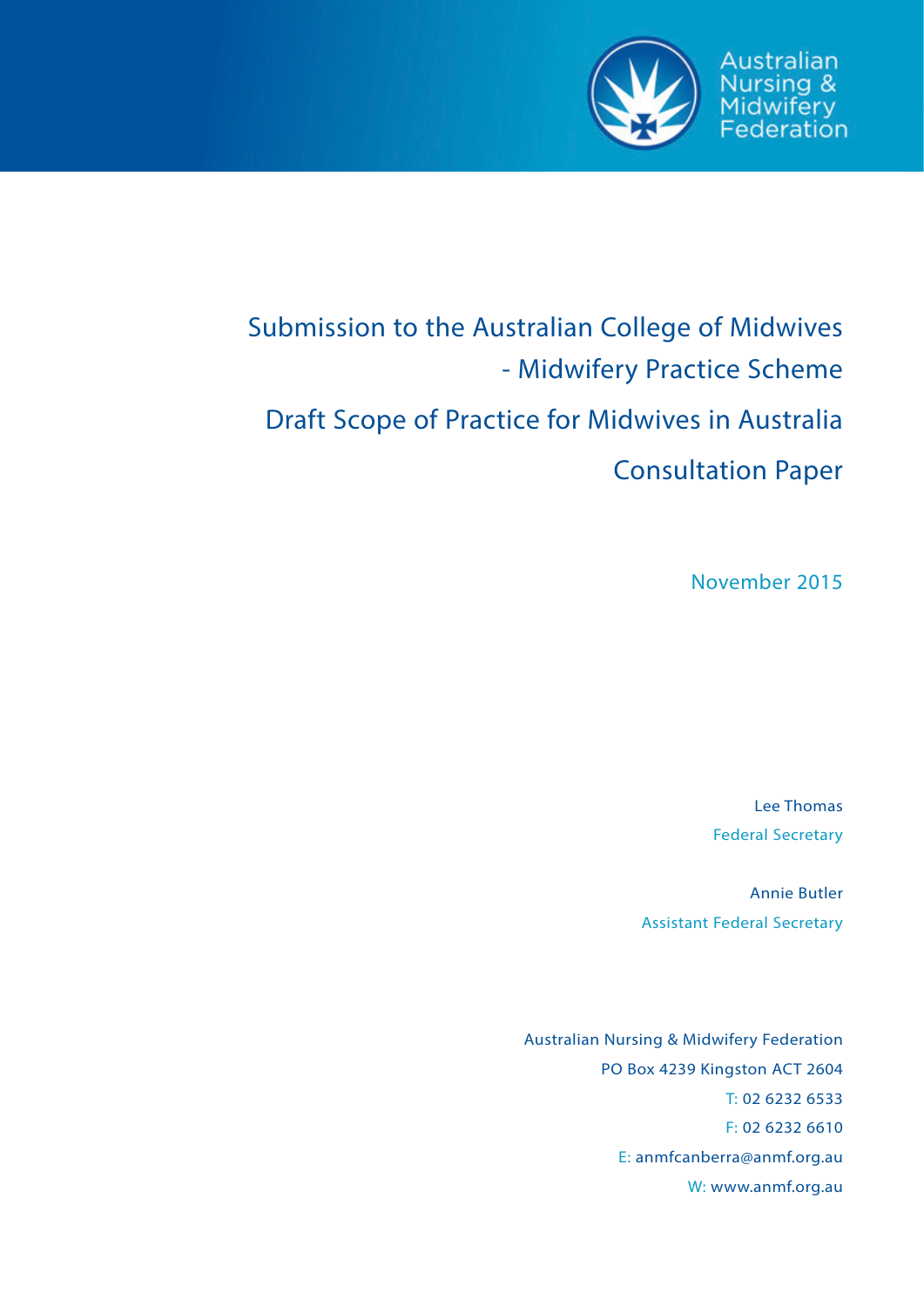Australian Nursing & Midwifery Federation

# Submission to the Australian College of Midwives - Midwifery Practice Scheme

# Draft Scope of Practice for Midwives in Australia

# Consultation Paper

November 2015

Lee Thomas
Federal Secretary

Annie Butler
Assistant Federal Secretary

Australian Nursing & Midwifery Federation
PO Box 4239 Kingston ACT 2604
T: 02 6232 6533
F: 02 6232 6610
E: anmfcanberra@anmf.org.au
W: www.anmf.org.au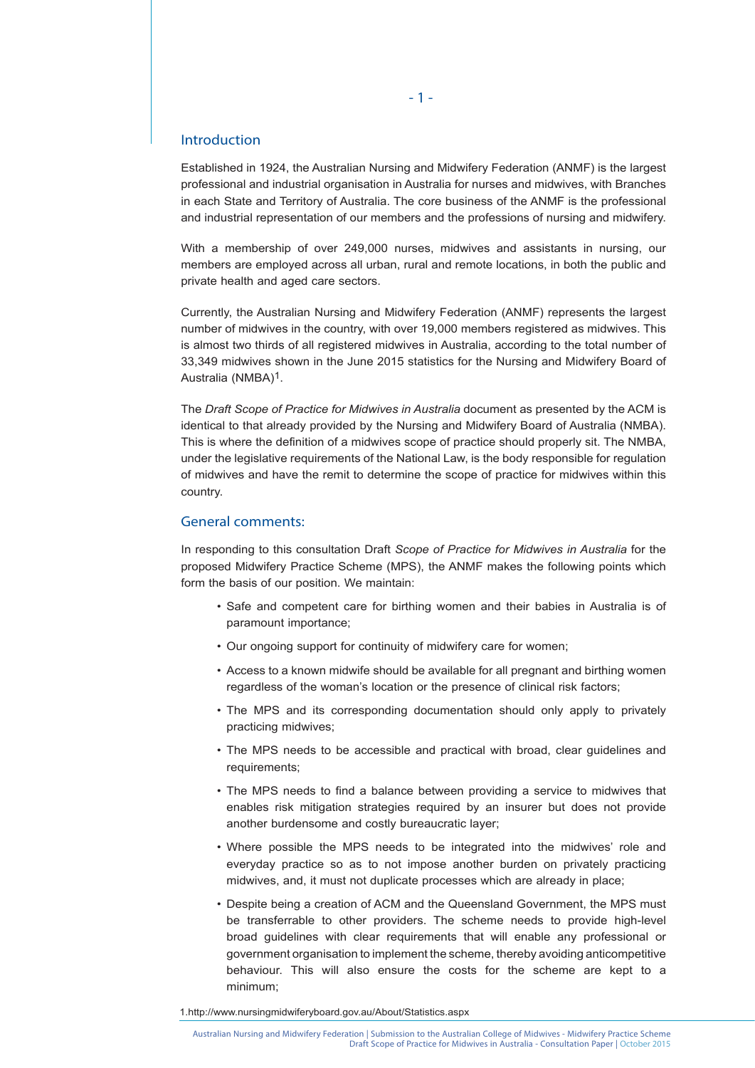## Introduction

Established in 1924, the Australian Nursing and Midwifery Federation (ANMF) is the largest professional and industrial organisation in Australia for nurses and midwives, with Branches in each State and Territory of Australia. The core business of the ANMF is the professional and industrial representation of our members and the professions of nursing and midwifery.

With a membership of over 249,000 nurses, midwives and assistants in nursing, our members are employed across all urban, rural and remote locations, in both the public and private health and aged care sectors.

Currently, the Australian Nursing and Midwifery Federation (ANMF) represents the largest number of midwives in the country, with over 19,000 members registered as midwives. This is almost two thirds of all registered midwives in Australia, according to the total number of 33,349 midwives shown in the June 2015 statistics for the Nursing and Midwifery Board of Australia (NMBA)[1].

The *Draft Scope of Practice for Midwives in Australia* document as presented by the ACM is identical to that already provided by the Nursing and Midwifery Board of Australia (NMBA). This is where the definition of a midwives scope of practice should properly sit. The NMBA, under the legislative requirements of the National Law, is the body responsible for regulation of midwives and have the remit to determine the scope of practice for midwives within this country.

## General comments:

In responding to this consultation Draft *Scope of Practice for Midwives in Australia* for the proposed Midwifery Practice Scheme (MPS), the ANMF makes the following points which form the basis of our position. We maintain:

- Safe and competent care for birthing women and their babies in Australia is of paramount importance;
- Our ongoing support for continuity of midwifery care for women;
- Access to a known midwife should be available for all pregnant and birthing women regardless of the woman's location or the presence of clinical risk factors;
- The MPS and its corresponding documentation should only apply to privately practicing midwives;
- The MPS needs to be accessible and practical with broad, clear guidelines and requirements;
- The MPS needs to find a balance between providing a service to midwives that enables risk mitigation strategies required by an insurer but does not provide another burdensome and costly bureaucratic layer;
- Where possible the MPS needs to be integrated into the midwives' role and everyday practice so as to not impose another burden on privately practicing midwives, and, it must not duplicate processes which are already in place;
- Despite being a creation of ACM and the Queensland Government, the MPS must be transferrable to other providers. The scheme needs to provide high-level broad guidelines with clear requirements that will enable any professional or government organisation to implement the scheme, thereby avoiding anticompetitive behaviour. This will also ensure the costs for the scheme are kept to a minimum;

1.http://www.nursingmidwiferyboard.gov.au/About/Statistics.aspx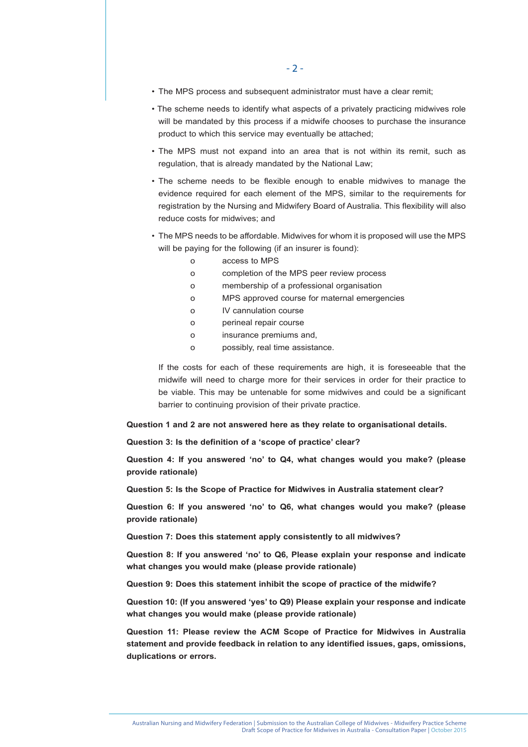- The MPS process and subsequent administrator must have a clear remit;
- The scheme needs to identify what aspects of a privately practicing midwives role will be mandated by this process if a midwife chooses to purchase the insurance product to which this service may eventually be attached;
- The MPS must not expand into an area that is not within its remit, such as regulation, that is already mandated by the National Law;
- The scheme needs to be flexible enough to enable midwives to manage the evidence required for each element of the MPS, similar to the requirements for registration by the Nursing and Midwifery Board of Australia. This flexibility will also reduce costs for midwives; and
- The MPS needs to be affordable. Midwives for whom it is proposed will use the MPS will be paying for the following (if an insurer is found):
    - access to MPS
    - completion of the MPS peer review process
    - membership of a professional organisation
    - MPS approved course for maternal emergencies
    - IV cannulation course
    - perineal repair course
    - insurance premiums and,
    - possibly, real time assistance.

  If the costs for each of these requirements are high, it is foreseeable that the midwife will need to charge more for their services in order for their practice to be viable. This may be untenable for some midwives and could be a significant barrier to continuing provision of their private practice.

**Question 1 and 2 are not answered here as they relate to organisational details.**

**Question 3: Is the definition of a 'scope of practice' clear?**

**Question 4: If you answered 'no' to Q4, what changes would you make? (please provide rationale)**

**Question 5: Is the Scope of Practice for Midwives in Australia statement clear?**

**Question 6: If you answered 'no' to Q6, what changes would you make? (please provide rationale)**

**Question 7: Does this statement apply consistently to all midwives?**

**Question 8: If you answered 'no' to Q6, Please explain your response and indicate what changes you would make (please provide rationale)**

**Question 9: Does this statement inhibit the scope of practice of the midwife?**

**Question 10: (If you answered 'yes' to Q9) Please explain your response and indicate what changes you would make (please provide rationale)**

**Question 11: Please review the ACM Scope of Practice for Midwives in Australia statement and provide feedback in relation to any identified issues, gaps, omissions, duplications or errors.**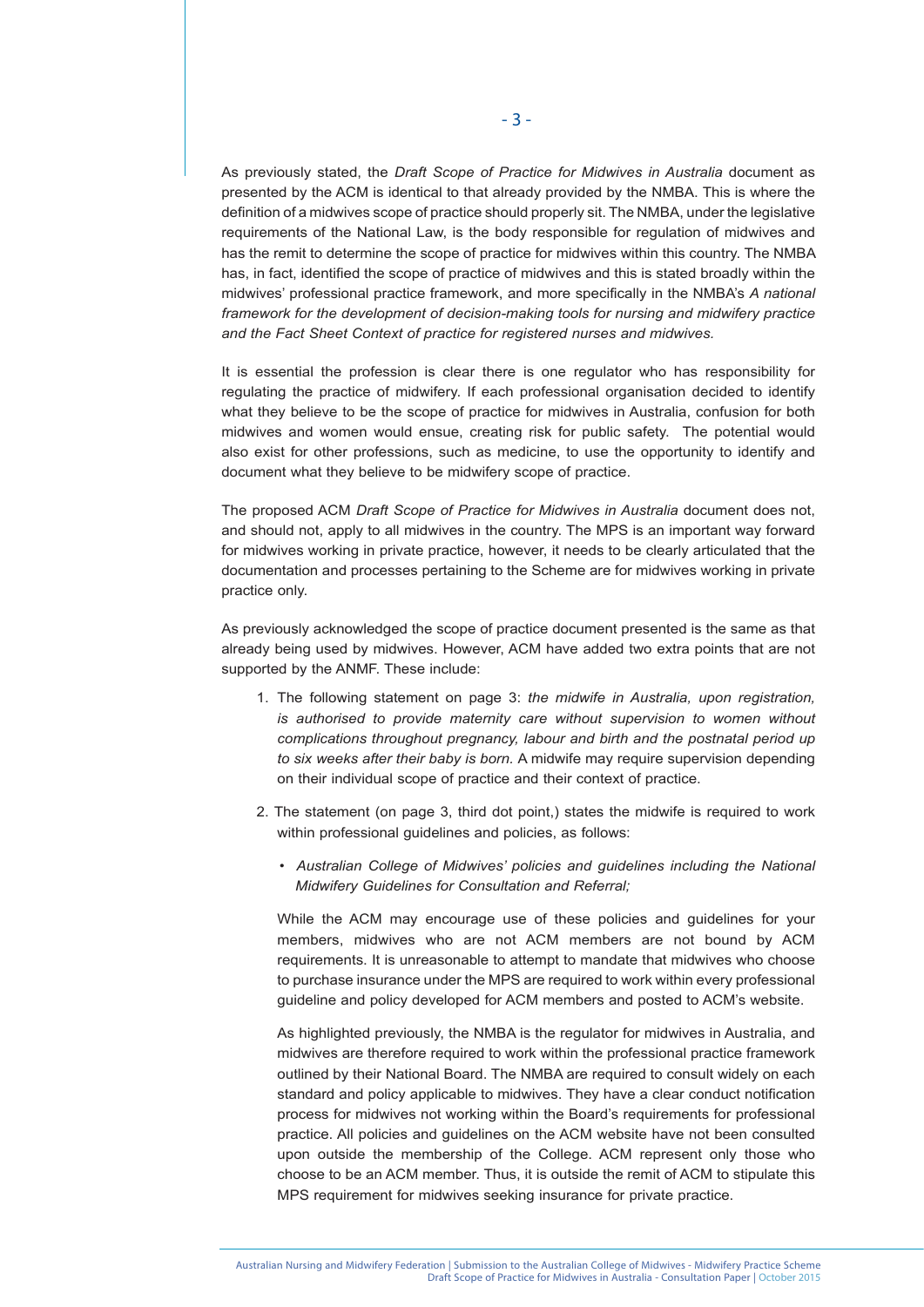As previously stated, the *Draft Scope of Practice for Midwives in Australia* document as presented by the ACM is identical to that already provided by the NMBA. This is where the definition of a midwives scope of practice should properly sit. The NMBA, under the legislative requirements of the National Law, is the body responsible for regulation of midwives and has the remit to determine the scope of practice for midwives within this country. The NMBA has, in fact, identified the scope of practice of midwives and this is stated broadly within the midwives' professional practice framework, and more specifically in the NMBA's *A national framework for the development of decision-making tools for nursing and midwifery practice and the Fact Sheet Context of practice for registered nurses and midwives.*

It is essential the profession is clear there is one regulator who has responsibility for regulating the practice of midwifery. If each professional organisation decided to identify what they believe to be the scope of practice for midwives in Australia, confusion for both midwives and women would ensue, creating risk for public safety. The potential would also exist for other professions, such as medicine, to use the opportunity to identify and document what they believe to be midwifery scope of practice.

The proposed ACM *Draft Scope of Practice for Midwives in Australia* document does not, and should not, apply to all midwives in the country. The MPS is an important way forward for midwives working in private practice, however, it needs to be clearly articulated that the documentation and processes pertaining to the Scheme are for midwives working in private practice only.

As previously acknowledged the scope of practice document presented is the same as that already being used by midwives. However, ACM have added two extra points that are not supported by the ANMF. These include:

1. The following statement on page 3: *the midwife in Australia, upon registration, is authorised to provide maternity care without supervision to women without complications throughout pregnancy, labour and birth and the postnatal period up to six weeks after their baby is born.* A midwife may require supervision depending on their individual scope of practice and their context of practice.

2. The statement (on page 3, third dot point,) states the midwife is required to work within professional guidelines and policies, as follows:

   - *Australian College of Midwives' policies and guidelines including the National Midwifery Guidelines for Consultation and Referral;*

   While the ACM may encourage use of these policies and guidelines for your members, midwives who are not ACM members are not bound by ACM requirements. It is unreasonable to attempt to mandate that midwives who choose to purchase insurance under the MPS are required to work within every professional guideline and policy developed for ACM members and posted to ACM's website.

   As highlighted previously, the NMBA is the regulator for midwives in Australia, and midwives are therefore required to work within the professional practice framework outlined by their National Board. The NMBA are required to consult widely on each standard and policy applicable to midwives. They have a clear conduct notification process for midwives not working within the Board's requirements for professional practice. All policies and guidelines on the ACM website have not been consulted upon outside the membership of the College. ACM represent only those who choose to be an ACM member. Thus, it is outside the remit of ACM to stipulate this MPS requirement for midwives seeking insurance for private practice.